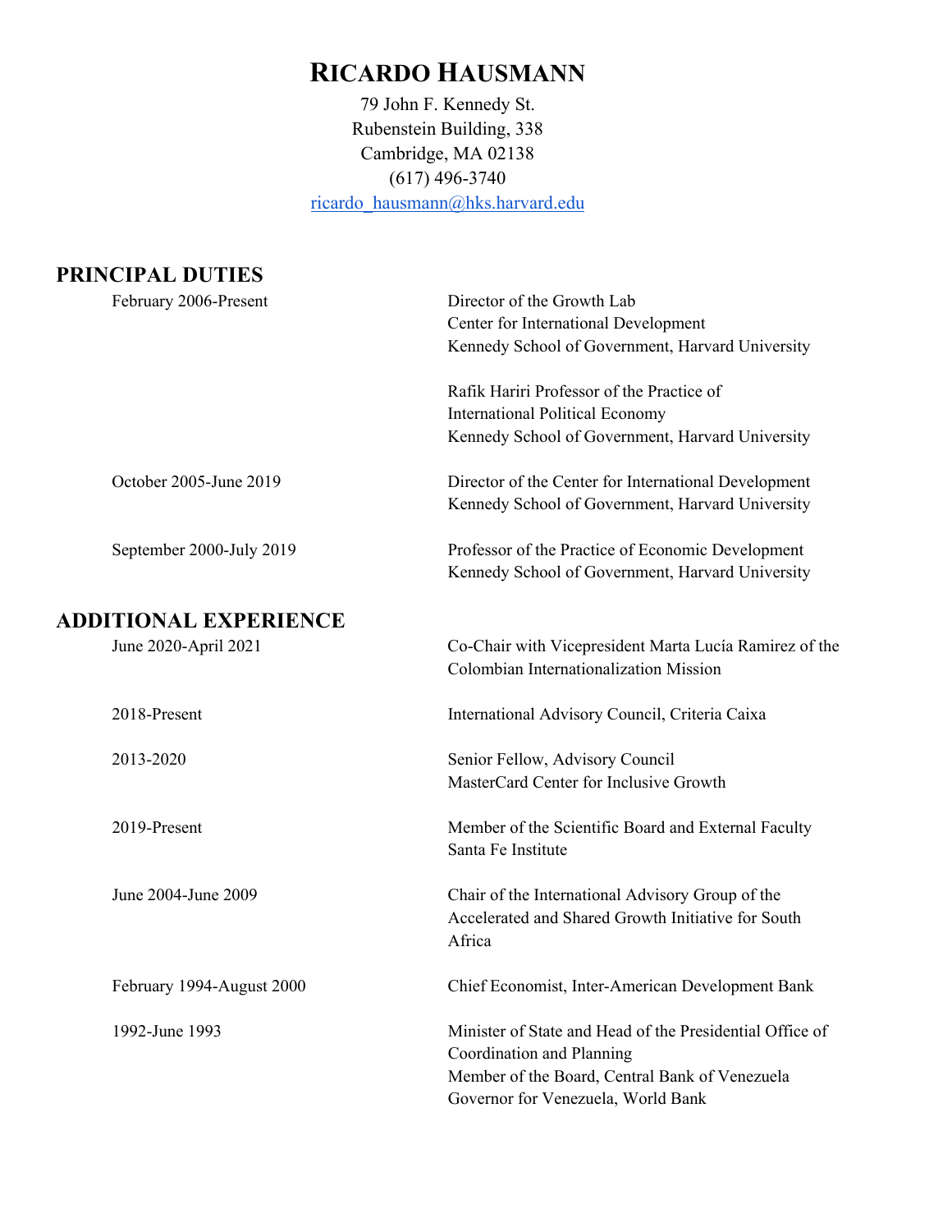# RICARDO HAUSMANN

79 John F. Kennedy St.
Rubenstein Building, 338
Cambridge, MA 02138
(617) 496-3740
ricardo_hausmann@hks.harvard.edu

## PRINCIPAL DUTIES

| | |
|---|---|
| February 2006-Present | Director of the Growth Lab<br>Center for International Development<br>Kennedy School of Government, Harvard University |
| | Rafik Hariri Professor of the Practice of<br>International Political Economy<br>Kennedy School of Government, Harvard University |
| October 2005-June 2019 | Director of the Center for International Development<br>Kennedy School of Government, Harvard University |
| September 2000-July 2019 | Professor of the Practice of Economic Development<br>Kennedy School of Government, Harvard University |

## ADDITIONAL EXPERIENCE

| | |
|---|---|
| June 2020-April 2021 | Co-Chair with Vicepresident Marta Lucía Ramirez of the Colombian Internationalization Mission |
| 2018-Present | International Advisory Council, Criteria Caixa |
| 2013-2020 | Senior Fellow, Advisory Council<br>MasterCard Center for Inclusive Growth |
| 2019-Present | Member of the Scientific Board and External Faculty<br>Santa Fe Institute |
| June 2004-June 2009 | Chair of the International Advisory Group of the Accelerated and Shared Growth Initiative for South Africa |
| February 1994-August 2000 | Chief Economist, Inter-American Development Bank |
| 1992-June 1993 | Minister of State and Head of the Presidential Office of Coordination and Planning<br>Member of the Board, Central Bank of Venezuela<br>Governor for Venezuela, World Bank |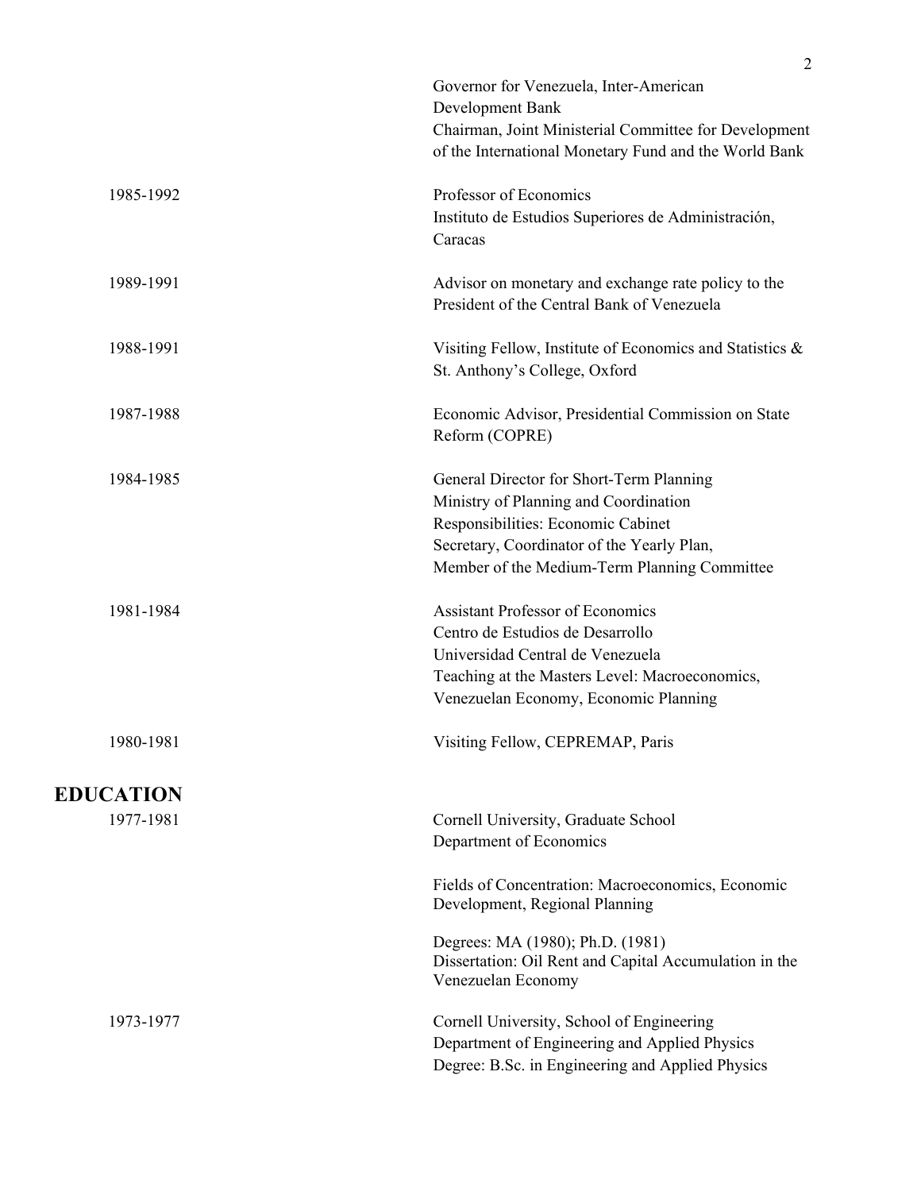Governor for Venezuela, Inter-American Development Bank
Chairman, Joint Ministerial Committee for Development of the International Monetary Fund and the World Bank

1985-1992 — Professor of Economics
Instituto de Estudios Superiores de Administración, Caracas

1989-1991 — Advisor on monetary and exchange rate policy to the President of the Central Bank of Venezuela

1988-1991 — Visiting Fellow, Institute of Economics and Statistics & St. Anthony's College, Oxford

1987-1988 — Economic Advisor, Presidential Commission on State Reform (COPRE)

1984-1985 — General Director for Short-Term Planning
Ministry of Planning and Coordination
Responsibilities: Economic Cabinet Secretary, Coordinator of the Yearly Plan, Member of the Medium-Term Planning Committee

1981-1984 — Assistant Professor of Economics
Centro de Estudios de Desarrollo
Universidad Central de Venezuela
Teaching at the Masters Level: Macroeconomics, Venezuelan Economy, Economic Planning

1980-1981 — Visiting Fellow, CEPREMAP, Paris

## EDUCATION

1977-1981 — Cornell University, Graduate School
Department of Economics

Fields of Concentration: Macroeconomics, Economic Development, Regional Planning

Degrees: MA (1980); Ph.D. (1981)
Dissertation: Oil Rent and Capital Accumulation in the Venezuelan Economy

1973-1977 — Cornell University, School of Engineering
Department of Engineering and Applied Physics
Degree: B.Sc. in Engineering and Applied Physics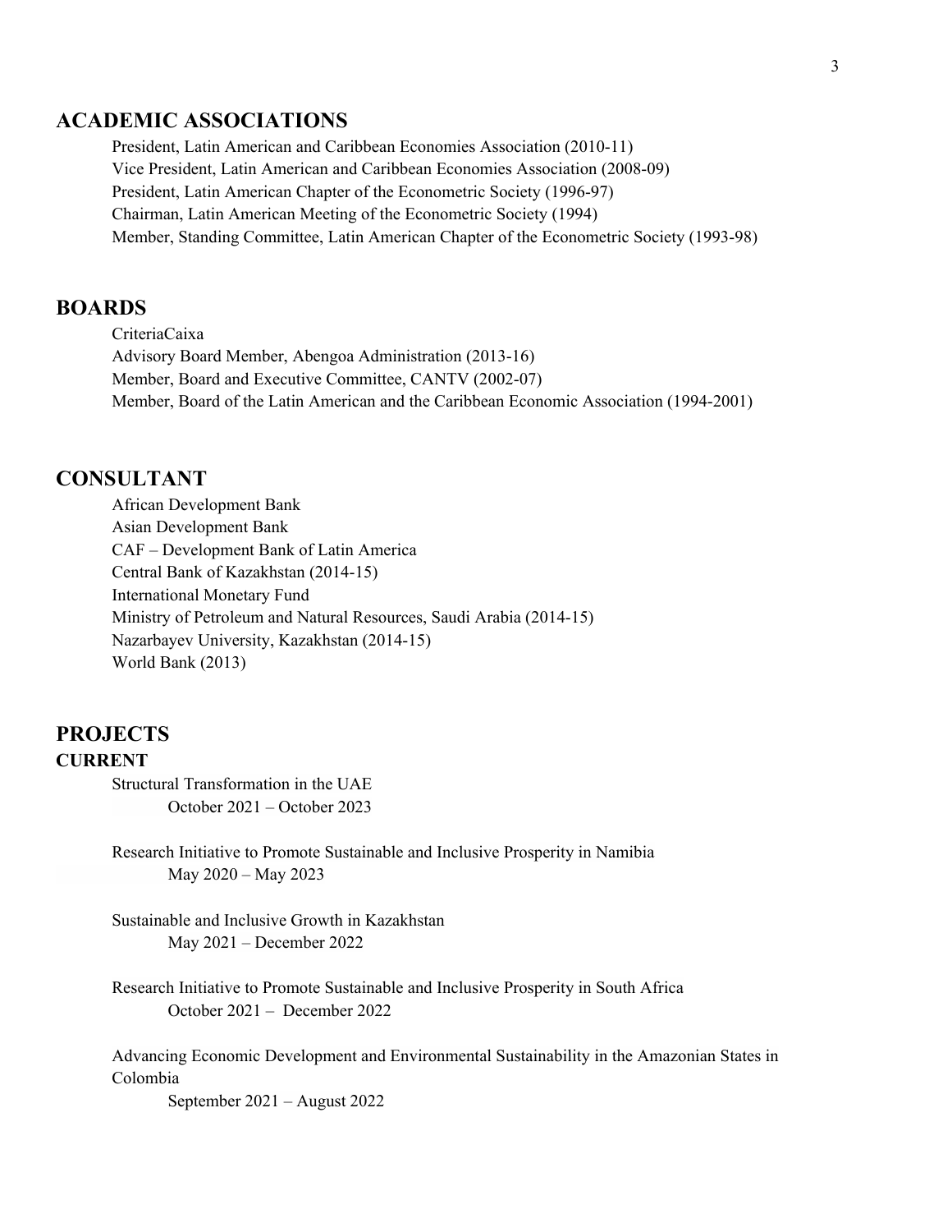## ACADEMIC ASSOCIATIONS

President, Latin American and Caribbean Economies Association (2010-11)
Vice President, Latin American and Caribbean Economies Association (2008-09)
President, Latin American Chapter of the Econometric Society (1996-97)
Chairman, Latin American Meeting of the Econometric Society (1994)
Member, Standing Committee, Latin American Chapter of the Econometric Society (1993-98)

## BOARDS

CriteriaCaixa
Advisory Board Member, Abengoa Administration (2013-16)
Member, Board and Executive Committee, CANTV (2002-07)
Member, Board of the Latin American and the Caribbean Economic Association (1994-2001)

## CONSULTANT

African Development Bank
Asian Development Bank
CAF – Development Bank of Latin America
Central Bank of Kazakhstan (2014-15)
International Monetary Fund
Ministry of Petroleum and Natural Resources, Saudi Arabia (2014-15)
Nazarbayev University, Kazakhstan (2014-15)
World Bank (2013)

## PROJECTS

### CURRENT

Structural Transformation in the UAE
October 2021 – October 2023

Research Initiative to Promote Sustainable and Inclusive Prosperity in Namibia
May 2020 – May 2023

Sustainable and Inclusive Growth in Kazakhstan
May 2021 – December 2022

Research Initiative to Promote Sustainable and Inclusive Prosperity in South Africa
October 2021 – December 2022

Advancing Economic Development and Environmental Sustainability in the Amazonian States in Colombia
September 2021 – August 2022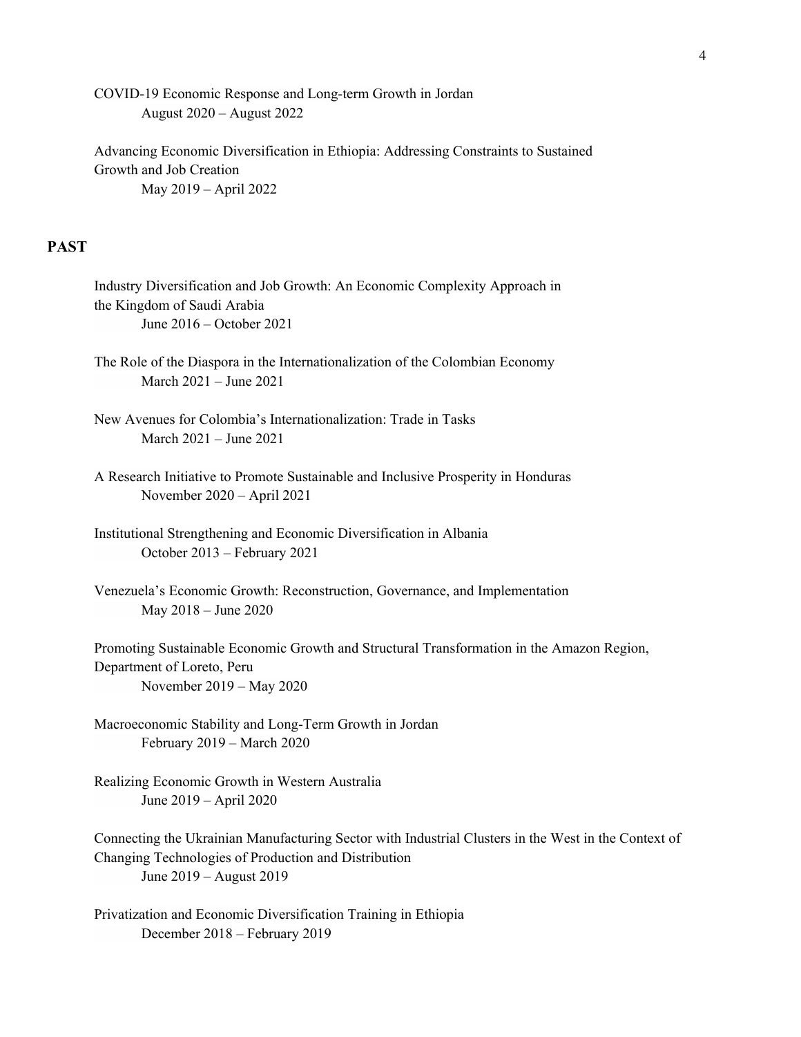COVID-19 Economic Response and Long-term Growth in Jordan
August 2020 – August 2022

Advancing Economic Diversification in Ethiopia: Addressing Constraints to Sustained Growth and Job Creation
May 2019 – April 2022

## PAST

Industry Diversification and Job Growth: An Economic Complexity Approach in the Kingdom of Saudi Arabia
June 2016 – October 2021

The Role of the Diaspora in the Internationalization of the Colombian Economy
March 2021 – June 2021

New Avenues for Colombia's Internationalization: Trade in Tasks
March 2021 – June 2021

A Research Initiative to Promote Sustainable and Inclusive Prosperity in Honduras
November 2020 – April 2021

Institutional Strengthening and Economic Diversification in Albania
October 2013 – February 2021

Venezuela's Economic Growth: Reconstruction, Governance, and Implementation
May 2018 – June 2020

Promoting Sustainable Economic Growth and Structural Transformation in the Amazon Region, Department of Loreto, Peru
November 2019 – May 2020

Macroeconomic Stability and Long-Term Growth in Jordan
February 2019 – March 2020

Realizing Economic Growth in Western Australia
June 2019 – April 2020

Connecting the Ukrainian Manufacturing Sector with Industrial Clusters in the West in the Context of Changing Technologies of Production and Distribution
June 2019 – August 2019

Privatization and Economic Diversification Training in Ethiopia
December 2018 – February 2019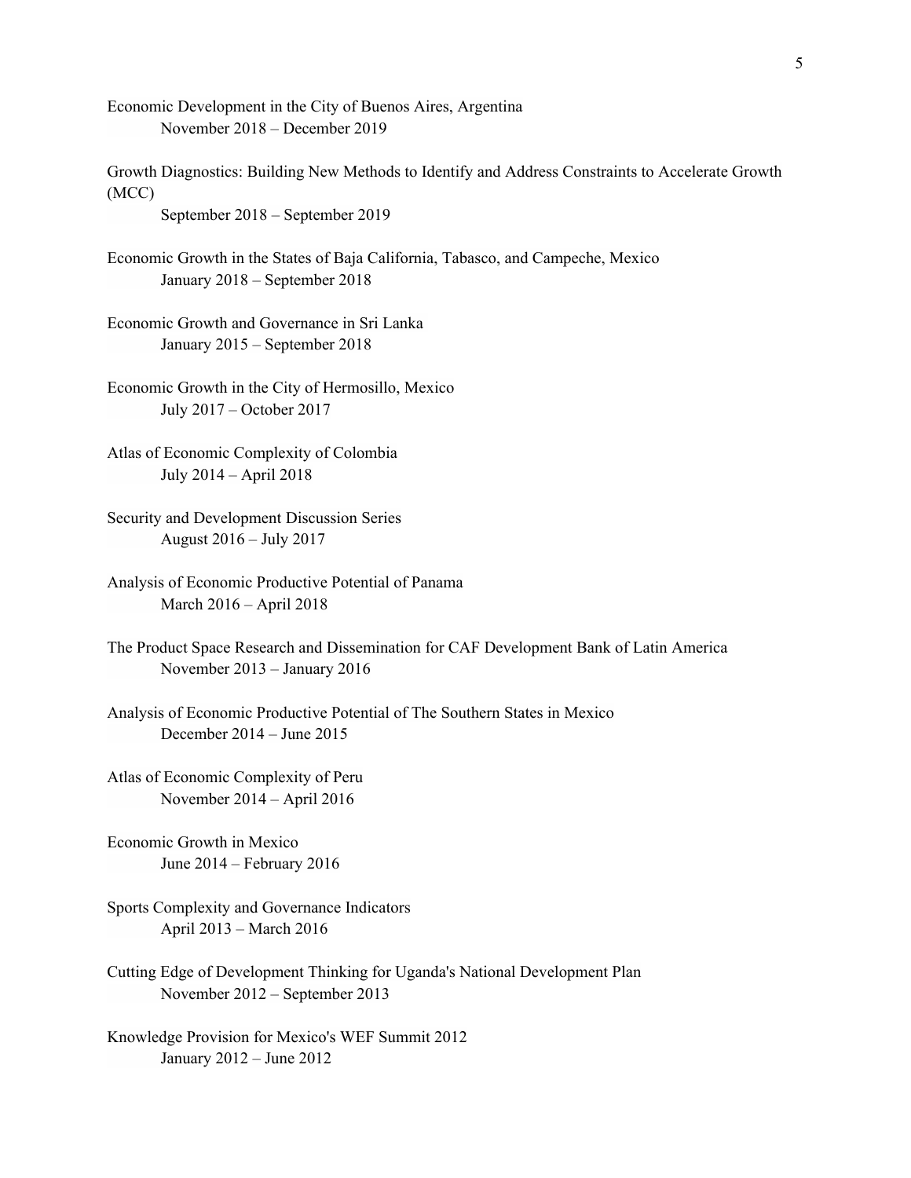Economic Development in the City of Buenos Aires, Argentina
November 2018 – December 2019

Growth Diagnostics: Building New Methods to Identify and Address Constraints to Accelerate Growth (MCC)
September 2018 – September 2019

Economic Growth in the States of Baja California, Tabasco, and Campeche, Mexico
January 2018 – September 2018

Economic Growth and Governance in Sri Lanka
January 2015 – September 2018

Economic Growth in the City of Hermosillo, Mexico
July 2017 – October 2017

Atlas of Economic Complexity of Colombia
July 2014 – April 2018

Security and Development Discussion Series
August 2016 – July 2017

Analysis of Economic Productive Potential of Panama
March 2016 – April 2018

The Product Space Research and Dissemination for CAF Development Bank of Latin America
November 2013 – January 2016

Analysis of Economic Productive Potential of The Southern States in Mexico
December 2014 – June 2015

Atlas of Economic Complexity of Peru
November 2014 – April 2016

Economic Growth in Mexico
June 2014 – February 2016

Sports Complexity and Governance Indicators
April 2013 – March 2016

Cutting Edge of Development Thinking for Uganda's National Development Plan
November 2012 – September 2013

Knowledge Provision for Mexico's WEF Summit 2012
January 2012 – June 2012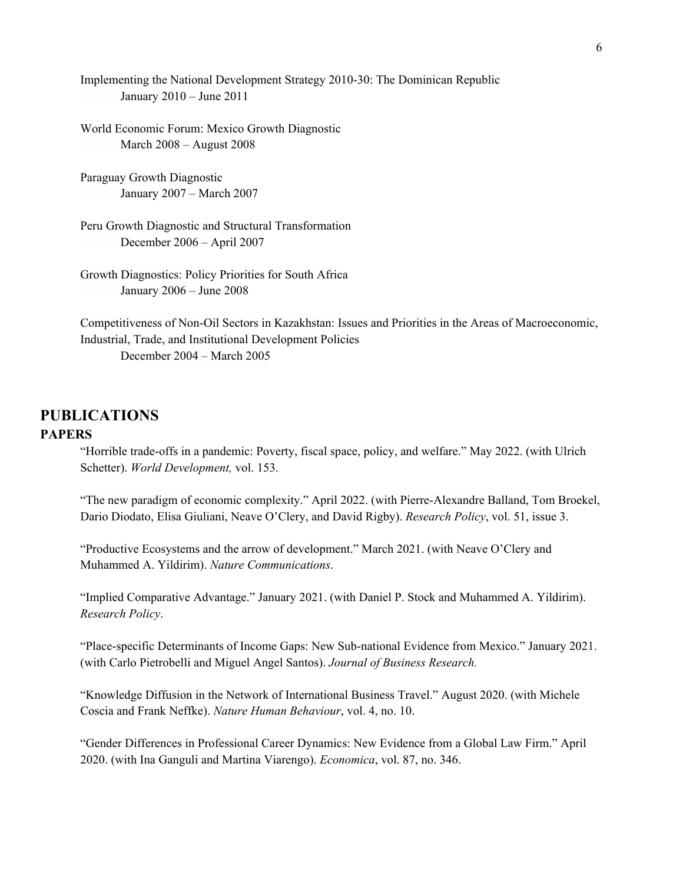Implementing the National Development Strategy 2010-30: The Dominican Republic
January 2010 – June 2011

World Economic Forum: Mexico Growth Diagnostic
March 2008 – August 2008

Paraguay Growth Diagnostic
January 2007 – March 2007

Peru Growth Diagnostic and Structural Transformation
December 2006 – April 2007

Growth Diagnostics: Policy Priorities for South Africa
January 2006 – June 2008

Competitiveness of Non-Oil Sectors in Kazakhstan: Issues and Priorities in the Areas of Macroeconomic, Industrial, Trade, and Institutional Development Policies
December 2004 – March 2005

# PUBLICATIONS

## PAPERS

"Horrible trade-offs in a pandemic: Poverty, fiscal space, policy, and welfare." May 2022. (with Ulrich Schetter). *World Development,* vol. 153.

"The new paradigm of economic complexity." April 2022. (with Pierre-Alexandre Balland, Tom Broekel, Dario Diodato, Elisa Giuliani, Neave O'Clery, and David Rigby). *Research Policy*, vol. 51, issue 3.

"Productive Ecosystems and the arrow of development." March 2021. (with Neave O'Clery and Muhammed A. Yildirim). *Nature Communications*.

"Implied Comparative Advantage." January 2021. (with Daniel P. Stock and Muhammed A. Yildirim). *Research Policy*.

"Place-specific Determinants of Income Gaps: New Sub-national Evidence from Mexico." January 2021. (with Carlo Pietrobelli and Miguel Angel Santos). *Journal of Business Research.*

"Knowledge Diffusion in the Network of International Business Travel." August 2020. (with Michele Coscia and Frank Neffke). *Nature Human Behaviour*, vol. 4, no. 10.

"Gender Differences in Professional Career Dynamics: New Evidence from a Global Law Firm." April 2020. (with Ina Ganguli and Martina Viarengo). *Economica*, vol. 87, no. 346.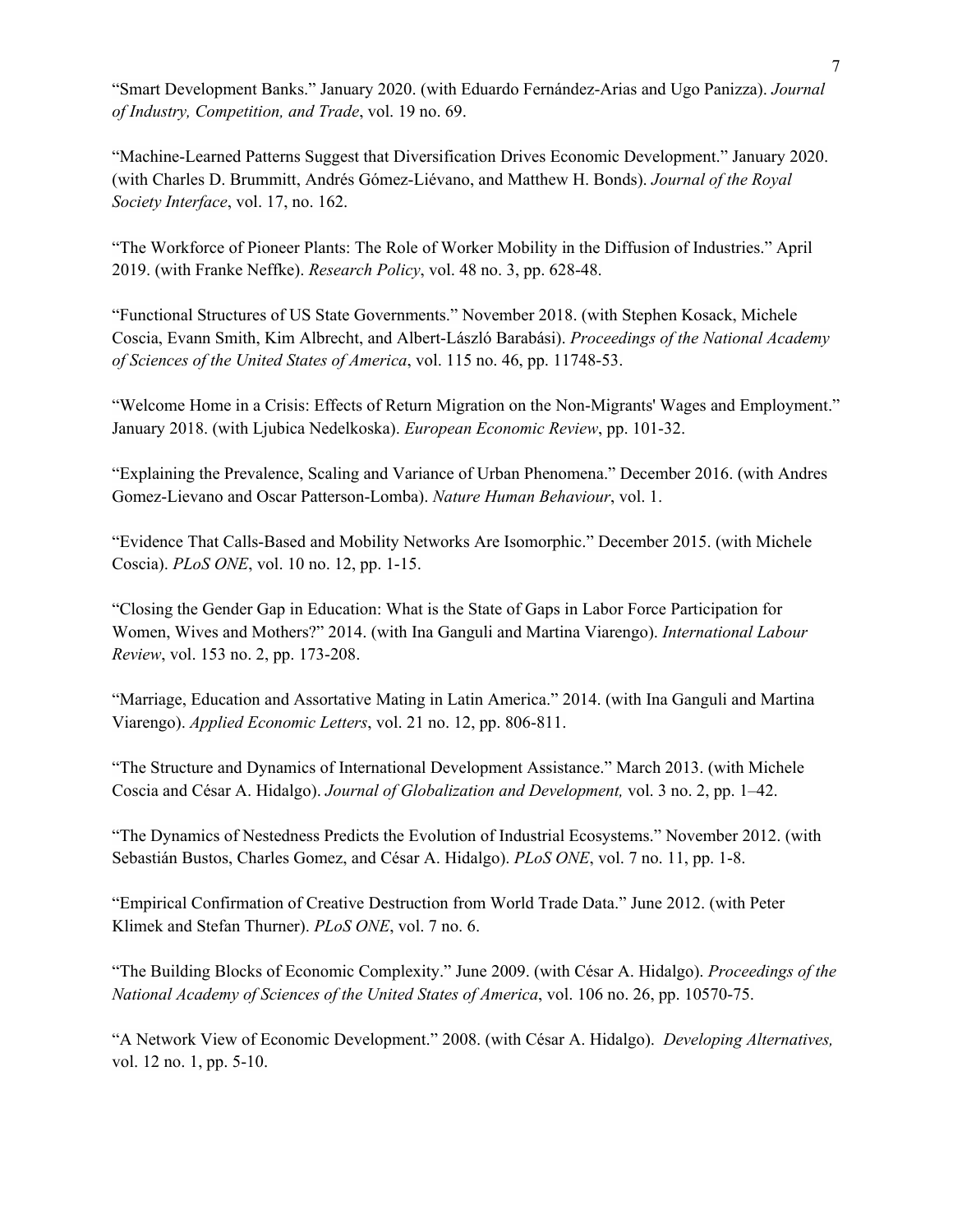"Smart Development Banks." January 2020. (with Eduardo Fernández-Arias and Ugo Panizza). *Journal of Industry, Competition, and Trade*, vol. 19 no. 69.

"Machine-Learned Patterns Suggest that Diversification Drives Economic Development." January 2020. (with Charles D. Brummitt, Andrés Gómez-Liévano, and Matthew H. Bonds). *Journal of the Royal Society Interface*, vol. 17, no. 162.

"The Workforce of Pioneer Plants: The Role of Worker Mobility in the Diffusion of Industries." April 2019. (with Franke Neffke). *Research Policy*, vol. 48 no. 3, pp. 628-48.

"Functional Structures of US State Governments." November 2018. (with Stephen Kosack, Michele Coscia, Evann Smith, Kim Albrecht, and Albert-László Barabási). *Proceedings of the National Academy of Sciences of the United States of America*, vol. 115 no. 46, pp. 11748-53.

"Welcome Home in a Crisis: Effects of Return Migration on the Non-Migrants' Wages and Employment." January 2018. (with Ljubica Nedelkoska). *European Economic Review*, pp. 101-32.

"Explaining the Prevalence, Scaling and Variance of Urban Phenomena." December 2016. (with Andres Gomez-Lievano and Oscar Patterson-Lomba). *Nature Human Behaviour*, vol. 1.

"Evidence That Calls-Based and Mobility Networks Are Isomorphic." December 2015. (with Michele Coscia). *PLoS ONE*, vol. 10 no. 12, pp. 1-15.

"Closing the Gender Gap in Education: What is the State of Gaps in Labor Force Participation for Women, Wives and Mothers?" 2014. (with Ina Ganguli and Martina Viarengo). *International Labour Review*, vol. 153 no. 2, pp. 173-208.

"Marriage, Education and Assortative Mating in Latin America." 2014. (with Ina Ganguli and Martina Viarengo). *Applied Economic Letters*, vol. 21 no. 12, pp. 806-811.

"The Structure and Dynamics of International Development Assistance." March 2013. (with Michele Coscia and César A. Hidalgo). *Journal of Globalization and Development,* vol. 3 no. 2, pp. 1–42.

"The Dynamics of Nestedness Predicts the Evolution of Industrial Ecosystems." November 2012. (with Sebastián Bustos, Charles Gomez, and César A. Hidalgo). *PLoS ONE*, vol. 7 no. 11, pp. 1-8.

"Empirical Confirmation of Creative Destruction from World Trade Data." June 2012. (with Peter Klimek and Stefan Thurner). *PLoS ONE*, vol. 7 no. 6.

"The Building Blocks of Economic Complexity." June 2009. (with César A. Hidalgo). *Proceedings of the National Academy of Sciences of the United States of America*, vol. 106 no. 26, pp. 10570-75.

"A Network View of Economic Development." 2008. (with César A. Hidalgo). *Developing Alternatives,* vol. 12 no. 1, pp. 5-10.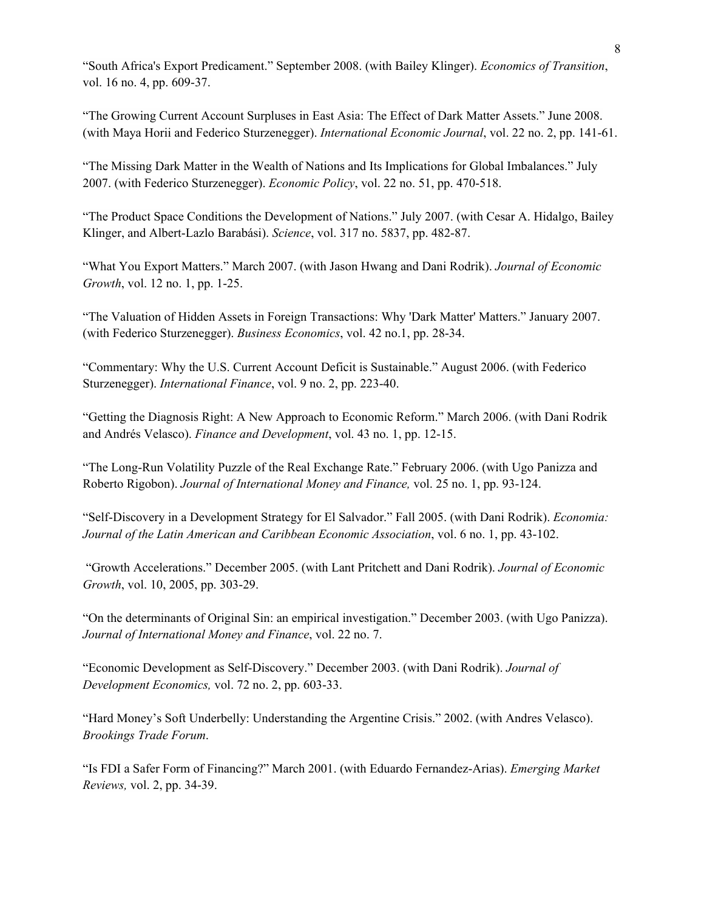"South Africa's Export Predicament." September 2008. (with Bailey Klinger). *Economics of Transition*, vol. 16 no. 4, pp. 609-37.

"The Growing Current Account Surpluses in East Asia: The Effect of Dark Matter Assets." June 2008. (with Maya Horii and Federico Sturzenegger). *International Economic Journal*, vol. 22 no. 2, pp. 141-61.

"The Missing Dark Matter in the Wealth of Nations and Its Implications for Global Imbalances." July 2007. (with Federico Sturzenegger). *Economic Policy*, vol. 22 no. 51, pp. 470-518.

"The Product Space Conditions the Development of Nations." July 2007. (with Cesar A. Hidalgo, Bailey Klinger, and Albert-Lazlo Barabási). *Science*, vol. 317 no. 5837, pp. 482-87.

"What You Export Matters." March 2007. (with Jason Hwang and Dani Rodrik). *Journal of Economic Growth*, vol. 12 no. 1, pp. 1-25.

"The Valuation of Hidden Assets in Foreign Transactions: Why 'Dark Matter' Matters." January 2007. (with Federico Sturzenegger). *Business Economics*, vol. 42 no.1, pp. 28-34.

"Commentary: Why the U.S. Current Account Deficit is Sustainable." August 2006. (with Federico Sturzenegger). *International Finance*, vol. 9 no. 2, pp. 223-40.

"Getting the Diagnosis Right: A New Approach to Economic Reform." March 2006. (with Dani Rodrik and Andrés Velasco). *Finance and Development*, vol. 43 no. 1, pp. 12-15.

"The Long-Run Volatility Puzzle of the Real Exchange Rate." February 2006. (with Ugo Panizza and Roberto Rigobon). *Journal of International Money and Finance,* vol. 25 no. 1, pp. 93-124.

"Self-Discovery in a Development Strategy for El Salvador." Fall 2005. (with Dani Rodrik). *Economia: Journal of the Latin American and Caribbean Economic Association*, vol. 6 no. 1, pp. 43-102.

"Growth Accelerations." December 2005. (with Lant Pritchett and Dani Rodrik). *Journal of Economic Growth*, vol. 10, 2005, pp. 303-29.

"On the determinants of Original Sin: an empirical investigation." December 2003. (with Ugo Panizza). *Journal of International Money and Finance*, vol. 22 no. 7.

"Economic Development as Self-Discovery." December 2003. (with Dani Rodrik). *Journal of Development Economics,* vol. 72 no. 2, pp. 603-33.

"Hard Money's Soft Underbelly: Understanding the Argentine Crisis." 2002. (with Andres Velasco). *Brookings Trade Forum*.

"Is FDI a Safer Form of Financing?" March 2001. (with Eduardo Fernandez-Arias). *Emerging Market Reviews,* vol. 2, pp. 34-39.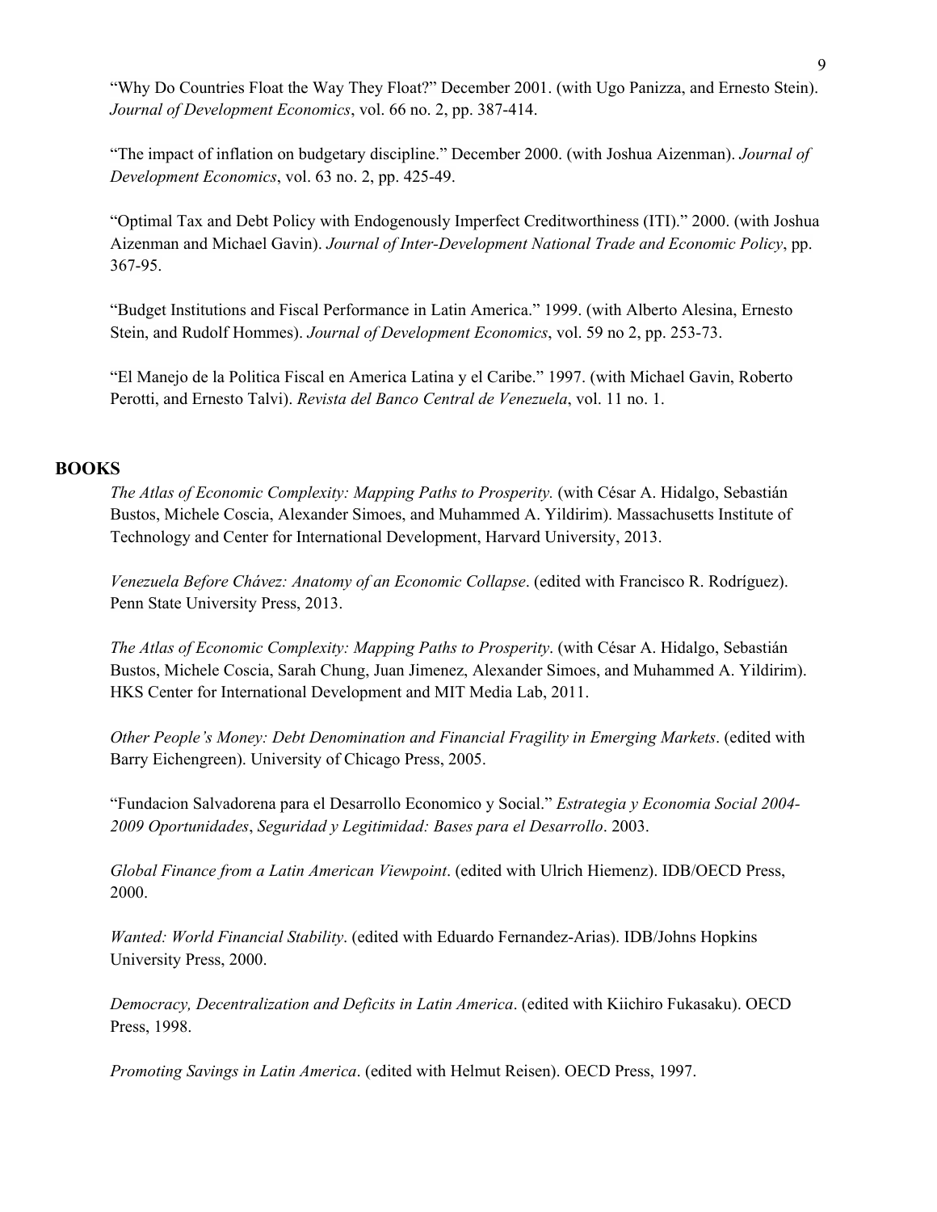"Why Do Countries Float the Way They Float?" December 2001. (with Ugo Panizza, and Ernesto Stein). *Journal of Development Economics*, vol. 66 no. 2, pp. 387-414.

"The impact of inflation on budgetary discipline." December 2000. (with Joshua Aizenman). *Journal of Development Economics*, vol. 63 no. 2, pp. 425-49.

"Optimal Tax and Debt Policy with Endogenously Imperfect Creditworthiness (ITI)." 2000. (with Joshua Aizenman and Michael Gavin). *Journal of Inter-Development National Trade and Economic Policy*, pp. 367-95.

"Budget Institutions and Fiscal Performance in Latin America." 1999. (with Alberto Alesina, Ernesto Stein, and Rudolf Hommes). *Journal of Development Economics*, vol. 59 no 2, pp. 253-73.

"El Manejo de la Politica Fiscal en America Latina y el Caribe." 1997. (with Michael Gavin, Roberto Perotti, and Ernesto Talvi). *Revista del Banco Central de Venezuela*, vol. 11 no. 1.

## BOOKS

*The Atlas of Economic Complexity: Mapping Paths to Prosperity.* (with César A. Hidalgo, Sebastián Bustos, Michele Coscia, Alexander Simoes, and Muhammed A. Yildirim). Massachusetts Institute of Technology and Center for International Development, Harvard University, 2013.

*Venezuela Before Chávez: Anatomy of an Economic Collapse*. (edited with Francisco R. Rodríguez). Penn State University Press, 2013.

*The Atlas of Economic Complexity: Mapping Paths to Prosperity*. (with César A. Hidalgo, Sebastián Bustos, Michele Coscia, Sarah Chung, Juan Jimenez, Alexander Simoes, and Muhammed A. Yildirim). HKS Center for International Development and MIT Media Lab, 2011.

*Other People's Money: Debt Denomination and Financial Fragility in Emerging Markets*. (edited with Barry Eichengreen). University of Chicago Press, 2005.

"Fundacion Salvadorena para el Desarrollo Economico y Social." *Estrategia y Economia Social 2004-2009 Oportunidades*, *Seguridad y Legitimidad: Bases para el Desarrollo*. 2003.

*Global Finance from a Latin American Viewpoint*. (edited with Ulrich Hiemenz). IDB/OECD Press, 2000.

*Wanted: World Financial Stability*. (edited with Eduardo Fernandez-Arias). IDB/Johns Hopkins University Press, 2000.

*Democracy, Decentralization and Deficits in Latin America*. (edited with Kiichiro Fukasaku). OECD Press, 1998.

*Promoting Savings in Latin America*. (edited with Helmut Reisen). OECD Press, 1997.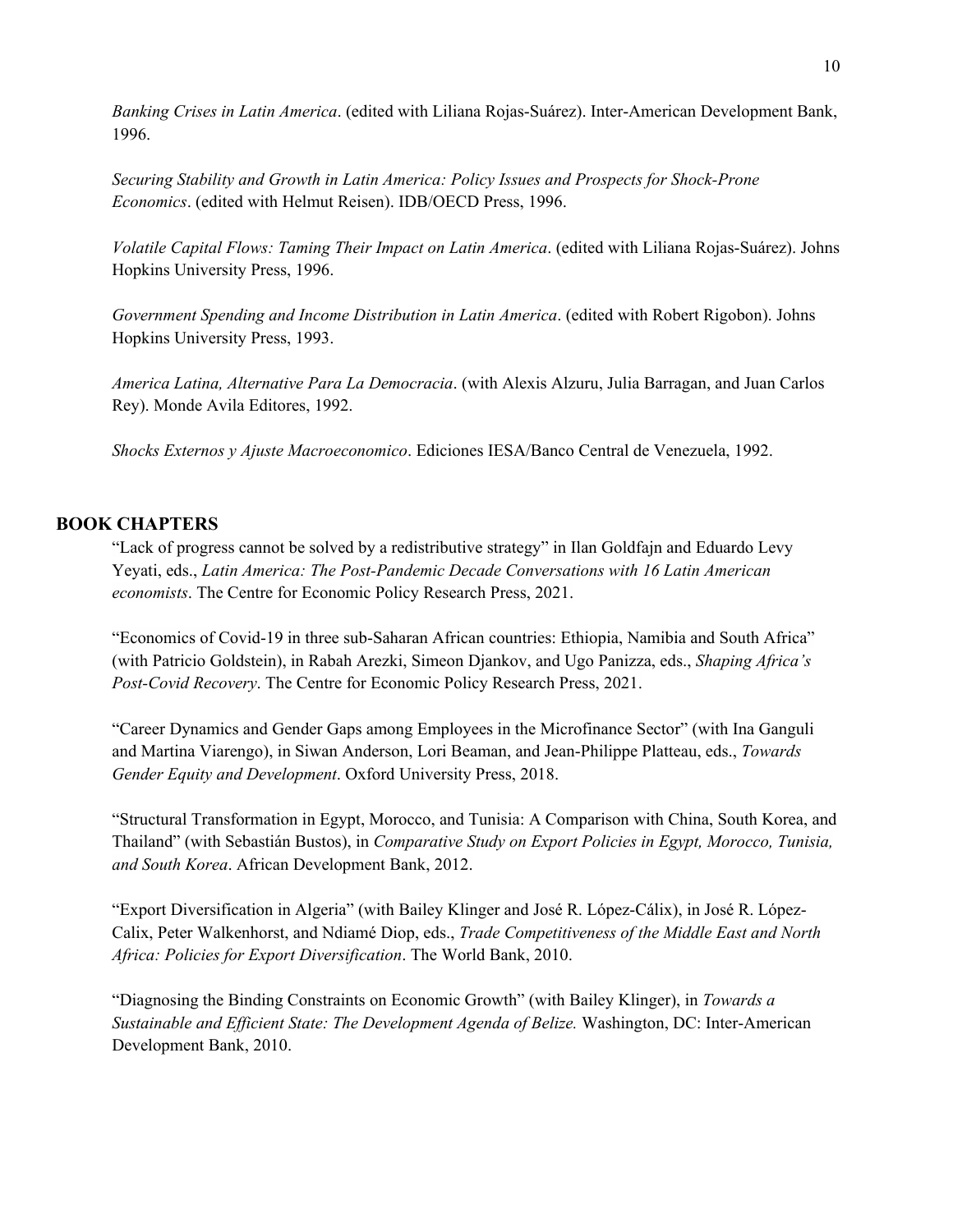*Banking Crises in Latin America*. (edited with Liliana Rojas-Suárez). Inter-American Development Bank, 1996.

*Securing Stability and Growth in Latin America: Policy Issues and Prospects for Shock-Prone Economics*. (edited with Helmut Reisen). IDB/OECD Press, 1996.

*Volatile Capital Flows: Taming Their Impact on Latin America*. (edited with Liliana Rojas-Suárez). Johns Hopkins University Press, 1996.

*Government Spending and Income Distribution in Latin America*. (edited with Robert Rigobon). Johns Hopkins University Press, 1993.

*America Latina, Alternative Para La Democracia*. (with Alexis Alzuru, Julia Barragan, and Juan Carlos Rey). Monde Avila Editores, 1992.

*Shocks Externos y Ajuste Macroeconomico*. Ediciones IESA/Banco Central de Venezuela, 1992.

## BOOK CHAPTERS

"Lack of progress cannot be solved by a redistributive strategy" in Ilan Goldfajn and Eduardo Levy Yeyati, eds., *Latin America: The Post-Pandemic Decade Conversations with 16 Latin American economists*. The Centre for Economic Policy Research Press, 2021.

"Economics of Covid-19 in three sub-Saharan African countries: Ethiopia, Namibia and South Africa" (with Patricio Goldstein), in Rabah Arezki, Simeon Djankov, and Ugo Panizza, eds., *Shaping Africa's Post-Covid Recovery*. The Centre for Economic Policy Research Press, 2021.

"Career Dynamics and Gender Gaps among Employees in the Microfinance Sector" (with Ina Ganguli and Martina Viarengo), in Siwan Anderson, Lori Beaman, and Jean-Philippe Platteau, eds., *Towards Gender Equity and Development*. Oxford University Press, 2018.

"Structural Transformation in Egypt, Morocco, and Tunisia: A Comparison with China, South Korea, and Thailand" (with Sebastián Bustos), in *Comparative Study on Export Policies in Egypt, Morocco, Tunisia, and South Korea*. African Development Bank, 2012.

"Export Diversification in Algeria" (with Bailey Klinger and José R. López-Cálix), in José R. López-Calix, Peter Walkenhorst, and Ndiamé Diop, eds., *Trade Competitiveness of the Middle East and North Africa: Policies for Export Diversification*. The World Bank, 2010.

"Diagnosing the Binding Constraints on Economic Growth" (with Bailey Klinger), in *Towards a Sustainable and Efficient State: The Development Agenda of Belize.* Washington, DC: Inter-American Development Bank, 2010.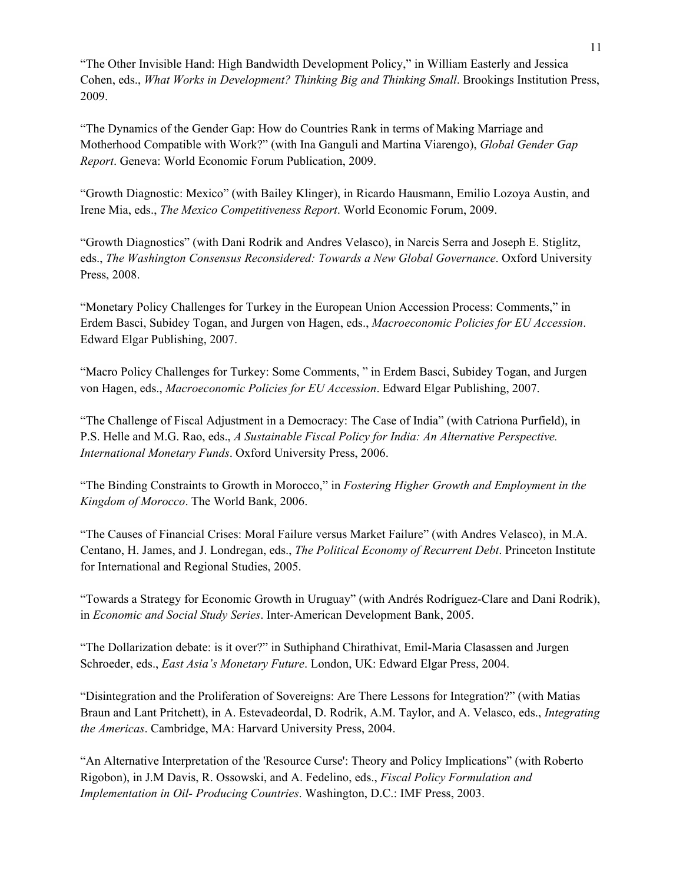"The Other Invisible Hand: High Bandwidth Development Policy," in William Easterly and Jessica Cohen, eds., *What Works in Development? Thinking Big and Thinking Small*. Brookings Institution Press, 2009.

"The Dynamics of the Gender Gap: How do Countries Rank in terms of Making Marriage and Motherhood Compatible with Work?" (with Ina Ganguli and Martina Viarengo), *Global Gender Gap Report*. Geneva: World Economic Forum Publication, 2009.

"Growth Diagnostic: Mexico" (with Bailey Klinger), in Ricardo Hausmann, Emilio Lozoya Austin, and Irene Mia, eds., *The Mexico Competitiveness Report*. World Economic Forum, 2009.

"Growth Diagnostics" (with Dani Rodrik and Andres Velasco), in Narcis Serra and Joseph E. Stiglitz, eds., *The Washington Consensus Reconsidered: Towards a New Global Governance*. Oxford University Press, 2008.

"Monetary Policy Challenges for Turkey in the European Union Accession Process: Comments," in Erdem Basci, Subidey Togan, and Jurgen von Hagen, eds., *Macroeconomic Policies for EU Accession*. Edward Elgar Publishing, 2007.

"Macro Policy Challenges for Turkey: Some Comments, " in Erdem Basci, Subidey Togan, and Jurgen von Hagen, eds., *Macroeconomic Policies for EU Accession*. Edward Elgar Publishing, 2007.

"The Challenge of Fiscal Adjustment in a Democracy: The Case of India" (with Catriona Purfield), in P.S. Helle and M.G. Rao, eds., *A Sustainable Fiscal Policy for India: An Alternative Perspective. International Monetary Funds*. Oxford University Press, 2006.

"The Binding Constraints to Growth in Morocco," in *Fostering Higher Growth and Employment in the Kingdom of Morocco*. The World Bank, 2006.

"The Causes of Financial Crises: Moral Failure versus Market Failure" (with Andres Velasco), in M.A. Centano, H. James, and J. Londregan, eds., *The Political Economy of Recurrent Debt*. Princeton Institute for International and Regional Studies, 2005.

"Towards a Strategy for Economic Growth in Uruguay" (with Andrés Rodríguez-Clare and Dani Rodrik), in *Economic and Social Study Series*. Inter-American Development Bank, 2005.

"The Dollarization debate: is it over?" in Suthiphand Chirathivat, Emil-Maria Clasassen and Jurgen Schroeder, eds., *East Asia's Monetary Future*. London, UK: Edward Elgar Press, 2004.

"Disintegration and the Proliferation of Sovereigns: Are There Lessons for Integration?" (with Matias Braun and Lant Pritchett), in A. Estevadeordal, D. Rodrik, A.M. Taylor, and A. Velasco, eds., *Integrating the Americas*. Cambridge, MA: Harvard University Press, 2004.

"An Alternative Interpretation of the 'Resource Curse': Theory and Policy Implications" (with Roberto Rigobon), in J.M Davis, R. Ossowski, and A. Fedelino, eds., *Fiscal Policy Formulation and Implementation in Oil- Producing Countries*. Washington, D.C.: IMF Press, 2003.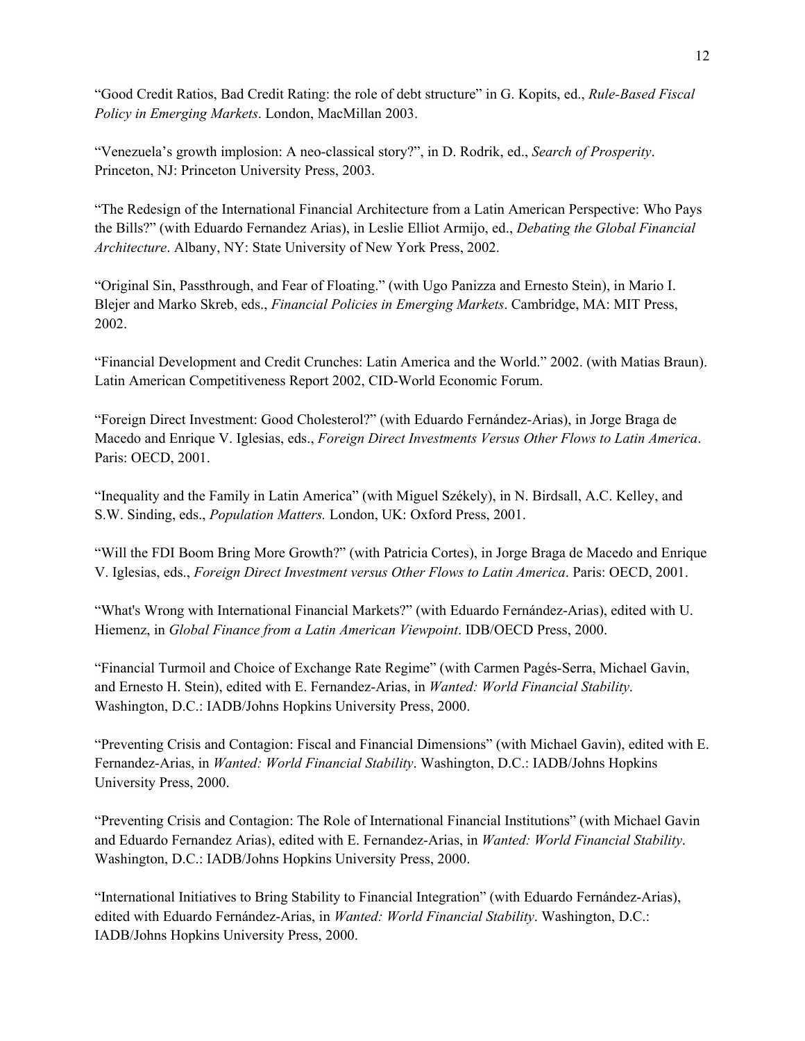"Good Credit Ratios, Bad Credit Rating: the role of debt structure" in G. Kopits, ed., *Rule-Based Fiscal Policy in Emerging Markets*. London, MacMillan 2003.

"Venezuela's growth implosion: A neo-classical story?", in D. Rodrik, ed., *Search of Prosperity*. Princeton, NJ: Princeton University Press, 2003.

"The Redesign of the International Financial Architecture from a Latin American Perspective: Who Pays the Bills?" (with Eduardo Fernandez Arias), in Leslie Elliot Armijo, ed., *Debating the Global Financial Architecture*. Albany, NY: State University of New York Press, 2002.

"Original Sin, Passthrough, and Fear of Floating." (with Ugo Panizza and Ernesto Stein), in Mario I. Blejer and Marko Skreb, eds., *Financial Policies in Emerging Markets*. Cambridge, MA: MIT Press, 2002.

"Financial Development and Credit Crunches: Latin America and the World." 2002. (with Matias Braun). Latin American Competitiveness Report 2002, CID-World Economic Forum.

"Foreign Direct Investment: Good Cholesterol?" (with Eduardo Fernández-Arias), in Jorge Braga de Macedo and Enrique V. Iglesias, eds., *Foreign Direct Investments Versus Other Flows to Latin America*. Paris: OECD, 2001.

"Inequality and the Family in Latin America" (with Miguel Székely), in N. Birdsall, A.C. Kelley, and S.W. Sinding, eds., *Population Matters.* London, UK: Oxford Press, 2001.

"Will the FDI Boom Bring More Growth?" (with Patricia Cortes), in Jorge Braga de Macedo and Enrique V. Iglesias, eds., *Foreign Direct Investment versus Other Flows to Latin America*. Paris: OECD, 2001.

"What's Wrong with International Financial Markets?" (with Eduardo Fernández-Arias), edited with U. Hiemenz, in *Global Finance from a Latin American Viewpoint*. IDB/OECD Press, 2000.

"Financial Turmoil and Choice of Exchange Rate Regime" (with Carmen Pagés-Serra, Michael Gavin, and Ernesto H. Stein), edited with E. Fernandez-Arias, in *Wanted: World Financial Stability*. Washington, D.C.: IADB/Johns Hopkins University Press, 2000.

"Preventing Crisis and Contagion: Fiscal and Financial Dimensions" (with Michael Gavin), edited with E. Fernandez-Arias, in *Wanted: World Financial Stability*. Washington, D.C.: IADB/Johns Hopkins University Press, 2000.

"Preventing Crisis and Contagion: The Role of International Financial Institutions" (with Michael Gavin and Eduardo Fernandez Arias), edited with E. Fernandez-Arias, in *Wanted: World Financial Stability*. Washington, D.C.: IADB/Johns Hopkins University Press, 2000.

"International Initiatives to Bring Stability to Financial Integration" (with Eduardo Fernández-Arias), edited with Eduardo Fernández-Arias, in *Wanted: World Financial Stability*. Washington, D.C.: IADB/Johns Hopkins University Press, 2000.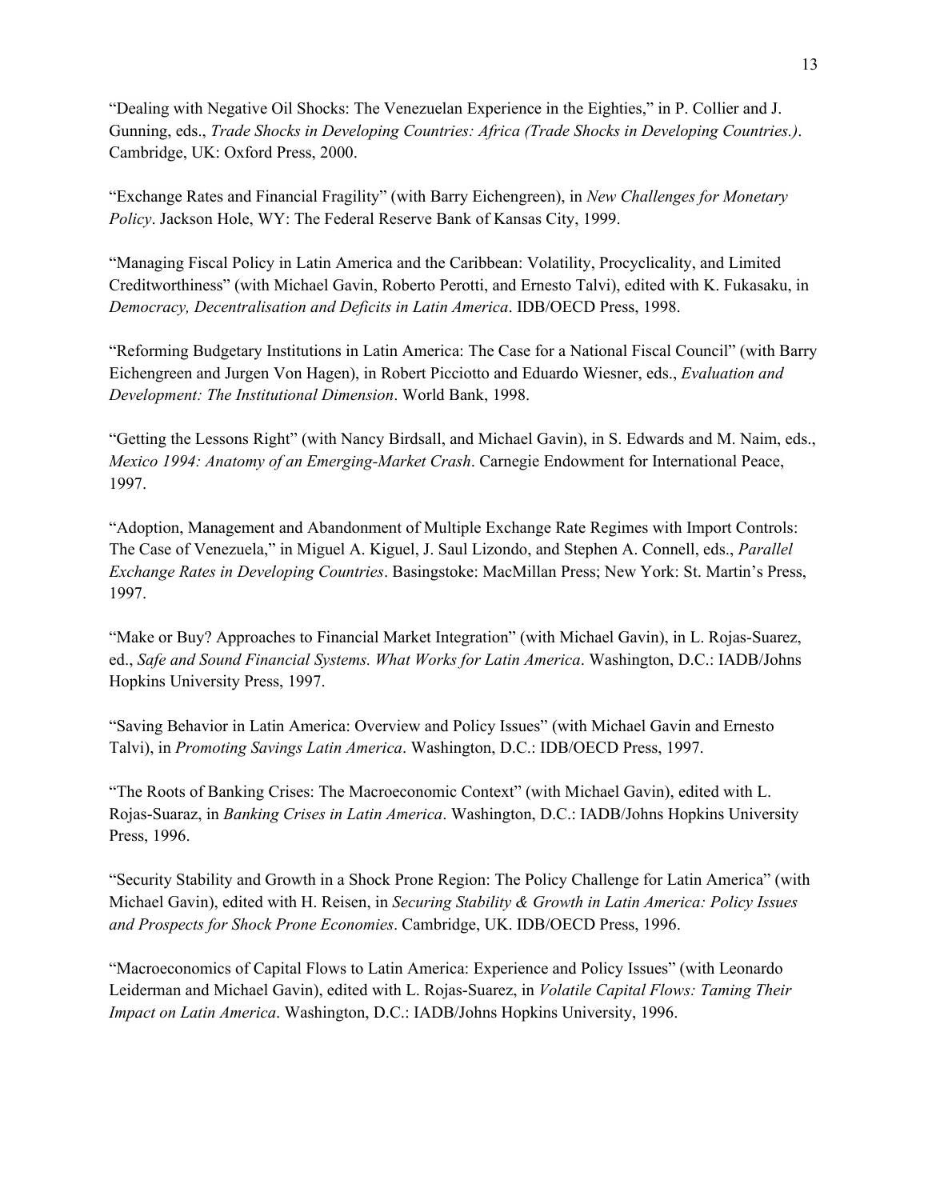"Dealing with Negative Oil Shocks: The Venezuelan Experience in the Eighties," in P. Collier and J. Gunning, eds., *Trade Shocks in Developing Countries: Africa (Trade Shocks in Developing Countries.)*. Cambridge, UK: Oxford Press, 2000.

"Exchange Rates and Financial Fragility" (with Barry Eichengreen), in *New Challenges for Monetary Policy*. Jackson Hole, WY: The Federal Reserve Bank of Kansas City, 1999.

"Managing Fiscal Policy in Latin America and the Caribbean: Volatility, Procyclicality, and Limited Creditworthiness" (with Michael Gavin, Roberto Perotti, and Ernesto Talvi), edited with K. Fukasaku, in *Democracy, Decentralisation and Deficits in Latin America*. IDB/OECD Press, 1998.

"Reforming Budgetary Institutions in Latin America: The Case for a National Fiscal Council" (with Barry Eichengreen and Jurgen Von Hagen), in Robert Picciotto and Eduardo Wiesner, eds., *Evaluation and Development: The Institutional Dimension*. World Bank, 1998.

"Getting the Lessons Right" (with Nancy Birdsall, and Michael Gavin), in S. Edwards and M. Naim, eds., *Mexico 1994: Anatomy of an Emerging-Market Crash*. Carnegie Endowment for International Peace, 1997.

"Adoption, Management and Abandonment of Multiple Exchange Rate Regimes with Import Controls: The Case of Venezuela," in Miguel A. Kiguel, J. Saul Lizondo, and Stephen A. Connell, eds., *Parallel Exchange Rates in Developing Countries*. Basingstoke: MacMillan Press; New York: St. Martin's Press, 1997.

"Make or Buy? Approaches to Financial Market Integration" (with Michael Gavin), in L. Rojas-Suarez, ed., *Safe and Sound Financial Systems. What Works for Latin America*. Washington, D.C.: IADB/Johns Hopkins University Press, 1997.

"Saving Behavior in Latin America: Overview and Policy Issues" (with Michael Gavin and Ernesto Talvi), in *Promoting Savings Latin America*. Washington, D.C.: IDB/OECD Press, 1997.

"The Roots of Banking Crises: The Macroeconomic Context" (with Michael Gavin), edited with L. Rojas-Suaraz, in *Banking Crises in Latin America*. Washington, D.C.: IADB/Johns Hopkins University Press, 1996.

"Security Stability and Growth in a Shock Prone Region: The Policy Challenge for Latin America" (with Michael Gavin), edited with H. Reisen, in *Securing Stability & Growth in Latin America: Policy Issues and Prospects for Shock Prone Economies*. Cambridge, UK. IDB/OECD Press, 1996.

"Macroeconomics of Capital Flows to Latin America: Experience and Policy Issues" (with Leonardo Leiderman and Michael Gavin), edited with L. Rojas-Suarez, in *Volatile Capital Flows: Taming Their Impact on Latin America*. Washington, D.C.: IADB/Johns Hopkins University, 1996.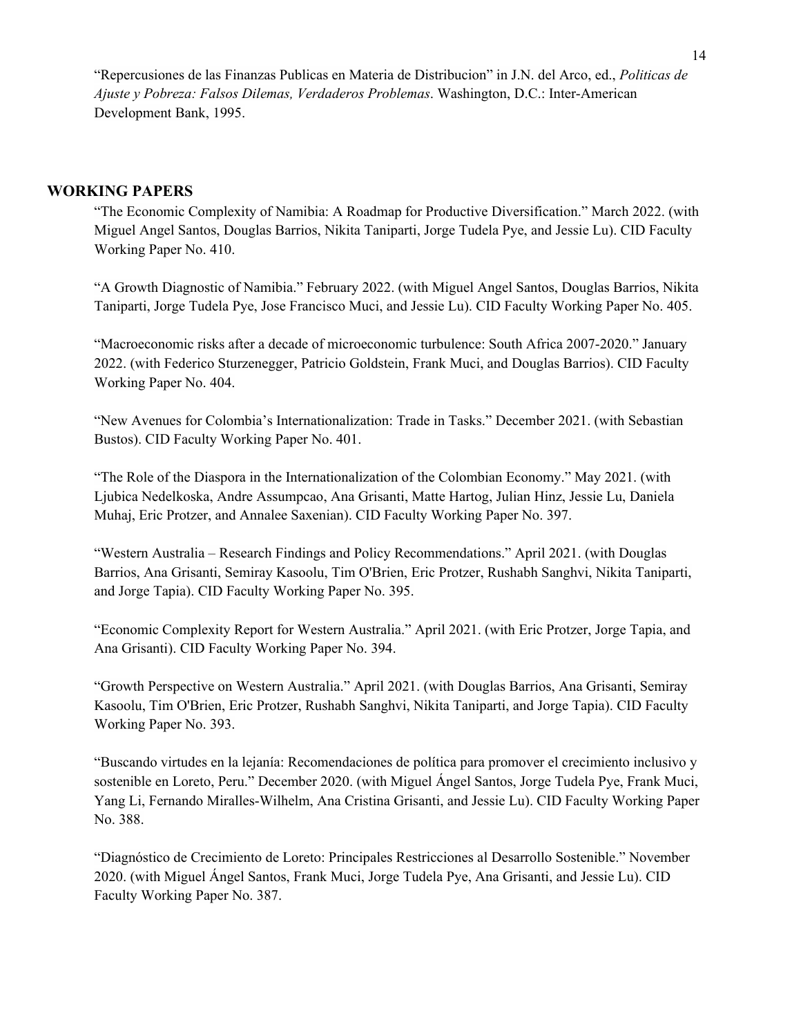"Repercusiones de las Finanzas Publicas en Materia de Distribucion" in J.N. del Arco, ed., *Politicas de Ajuste y Pobreza: Falsos Dilemas, Verdaderos Problemas*. Washington, D.C.: Inter-American Development Bank, 1995.

## WORKING PAPERS

"The Economic Complexity of Namibia: A Roadmap for Productive Diversification." March 2022. (with Miguel Angel Santos, Douglas Barrios, Nikita Taniparti, Jorge Tudela Pye, and Jessie Lu). CID Faculty Working Paper No. 410.

"A Growth Diagnostic of Namibia." February 2022. (with Miguel Angel Santos, Douglas Barrios, Nikita Taniparti, Jorge Tudela Pye, Jose Francisco Muci, and Jessie Lu). CID Faculty Working Paper No. 405.

"Macroeconomic risks after a decade of microeconomic turbulence: South Africa 2007-2020." January 2022. (with Federico Sturzenegger, Patricio Goldstein, Frank Muci, and Douglas Barrios). CID Faculty Working Paper No. 404.

"New Avenues for Colombia's Internationalization: Trade in Tasks." December 2021. (with Sebastian Bustos). CID Faculty Working Paper No. 401.

"The Role of the Diaspora in the Internationalization of the Colombian Economy." May 2021. (with Ljubica Nedelkoska, Andre Assumpcao, Ana Grisanti, Matte Hartog, Julian Hinz, Jessie Lu, Daniela Muhaj, Eric Protzer, and Annalee Saxenian). CID Faculty Working Paper No. 397.

"Western Australia – Research Findings and Policy Recommendations." April 2021. (with Douglas Barrios, Ana Grisanti, Semiray Kasoolu, Tim O'Brien, Eric Protzer, Rushabh Sanghvi, Nikita Taniparti, and Jorge Tapia). CID Faculty Working Paper No. 395.

"Economic Complexity Report for Western Australia." April 2021. (with Eric Protzer, Jorge Tapia, and Ana Grisanti). CID Faculty Working Paper No. 394.

"Growth Perspective on Western Australia." April 2021. (with Douglas Barrios, Ana Grisanti, Semiray Kasoolu, Tim O'Brien, Eric Protzer, Rushabh Sanghvi, Nikita Taniparti, and Jorge Tapia). CID Faculty Working Paper No. 393.

"Buscando virtudes en la lejanía: Recomendaciones de política para promover el crecimiento inclusivo y sostenible en Loreto, Peru." December 2020. (with Miguel Ángel Santos, Jorge Tudela Pye, Frank Muci, Yang Li, Fernando Miralles-Wilhelm, Ana Cristina Grisanti, and Jessie Lu). CID Faculty Working Paper No. 388.

"Diagnóstico de Crecimiento de Loreto: Principales Restricciones al Desarrollo Sostenible." November 2020. (with Miguel Ángel Santos, Frank Muci, Jorge Tudela Pye, Ana Grisanti, and Jessie Lu). CID Faculty Working Paper No. 387.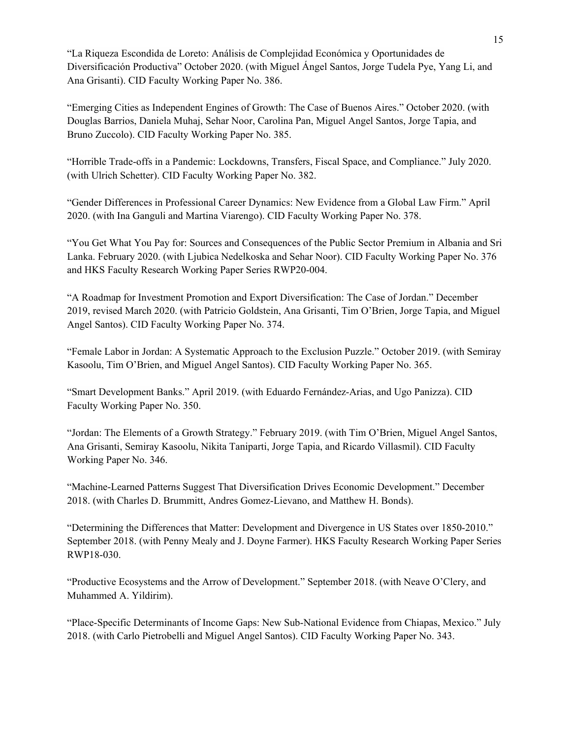“La Riqueza Escondida de Loreto: Análisis de Complejidad Económica y Oportunidades de Diversificación Productiva” October 2020. (with Miguel Ángel Santos, Jorge Tudela Pye, Yang Li, and Ana Grisanti). CID Faculty Working Paper No. 386.

“Emerging Cities as Independent Engines of Growth: The Case of Buenos Aires.” October 2020. (with Douglas Barrios, Daniela Muhaj, Sehar Noor, Carolina Pan, Miguel Angel Santos, Jorge Tapia, and Bruno Zuccolo). CID Faculty Working Paper No. 385.

“Horrible Trade-offs in a Pandemic: Lockdowns, Transfers, Fiscal Space, and Compliance.” July 2020. (with Ulrich Schetter). CID Faculty Working Paper No. 382.

“Gender Differences in Professional Career Dynamics: New Evidence from a Global Law Firm.” April 2020. (with Ina Ganguli and Martina Viarengo). CID Faculty Working Paper No. 378.

“You Get What You Pay for: Sources and Consequences of the Public Sector Premium in Albania and Sri Lanka. February 2020. (with Ljubica Nedelkoska and Sehar Noor). CID Faculty Working Paper No. 376 and HKS Faculty Research Working Paper Series RWP20-004.

“A Roadmap for Investment Promotion and Export Diversification: The Case of Jordan.” December 2019, revised March 2020. (with Patricio Goldstein, Ana Grisanti, Tim O’Brien, Jorge Tapia, and Miguel Angel Santos). CID Faculty Working Paper No. 374.

“Female Labor in Jordan: A Systematic Approach to the Exclusion Puzzle.” October 2019. (with Semiray Kasoolu, Tim O’Brien, and Miguel Angel Santos). CID Faculty Working Paper No. 365.

“Smart Development Banks.” April 2019. (with Eduardo Fernández-Arias, and Ugo Panizza). CID Faculty Working Paper No. 350.

“Jordan: The Elements of a Growth Strategy.” February 2019. (with Tim O’Brien, Miguel Angel Santos, Ana Grisanti, Semiray Kasoolu, Nikita Taniparti, Jorge Tapia, and Ricardo Villasmil). CID Faculty Working Paper No. 346.

“Machine-Learned Patterns Suggest That Diversification Drives Economic Development.” December 2018. (with Charles D. Brummitt, Andres Gomez-Lievano, and Matthew H. Bonds).

“Determining the Differences that Matter: Development and Divergence in US States over 1850-2010.” September 2018. (with Penny Mealy and J. Doyne Farmer). HKS Faculty Research Working Paper Series RWP18-030.

“Productive Ecosystems and the Arrow of Development.” September 2018. (with Neave O’Clery, and Muhammed A. Yildirim).

“Place-Specific Determinants of Income Gaps: New Sub-National Evidence from Chiapas, Mexico.” July 2018. (with Carlo Pietrobelli and Miguel Angel Santos). CID Faculty Working Paper No. 343.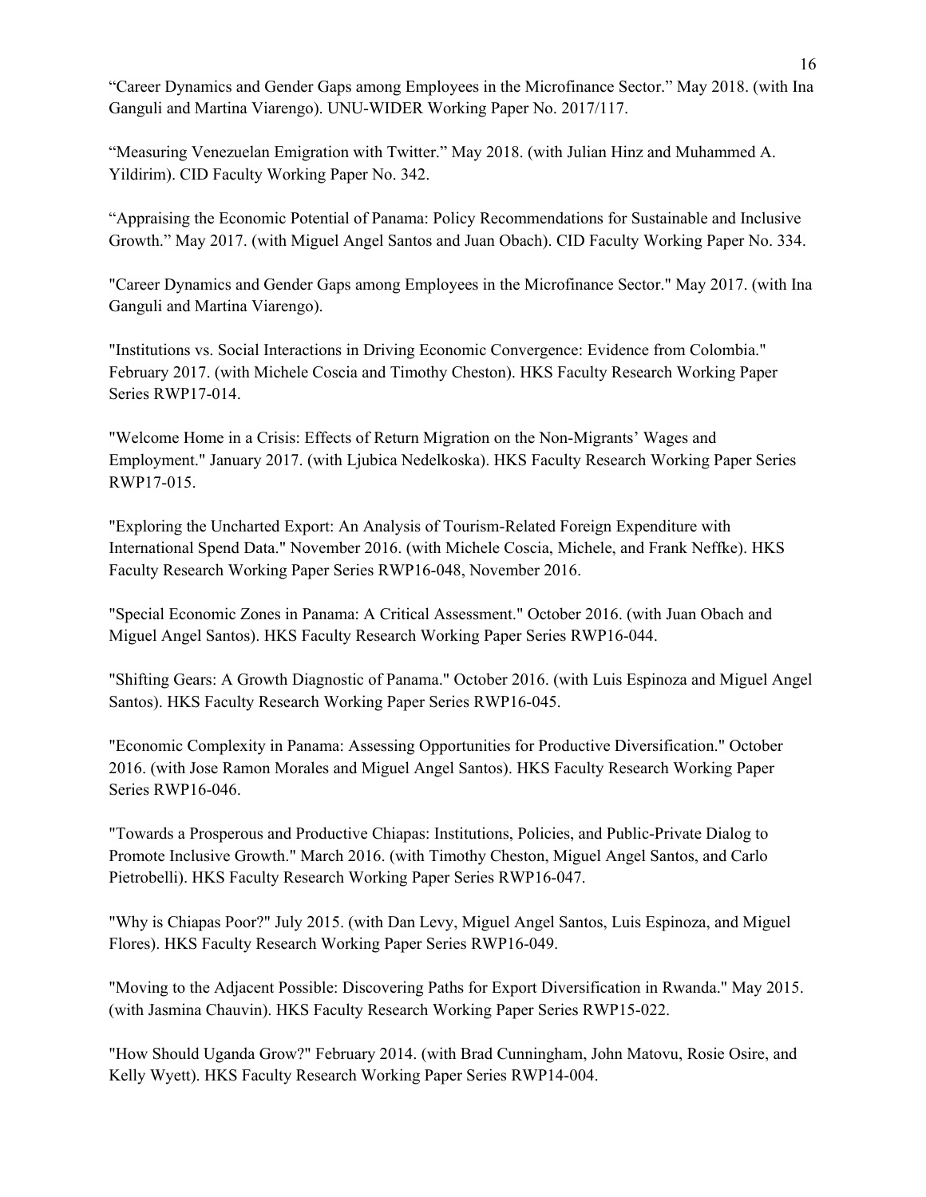“Career Dynamics and Gender Gaps among Employees in the Microfinance Sector.” May 2018. (with Ina Ganguli and Martina Viarengo). UNU-WIDER Working Paper No. 2017/117.

“Measuring Venezuelan Emigration with Twitter.” May 2018. (with Julian Hinz and Muhammed A. Yildirim). CID Faculty Working Paper No. 342.

“Appraising the Economic Potential of Panama: Policy Recommendations for Sustainable and Inclusive Growth.” May 2017. (with Miguel Angel Santos and Juan Obach). CID Faculty Working Paper No. 334.

"Career Dynamics and Gender Gaps among Employees in the Microfinance Sector." May 2017. (with Ina Ganguli and Martina Viarengo).

"Institutions vs. Social Interactions in Driving Economic Convergence: Evidence from Colombia." February 2017. (with Michele Coscia and Timothy Cheston). HKS Faculty Research Working Paper Series RWP17-014.

"Welcome Home in a Crisis: Effects of Return Migration on the Non-Migrants’ Wages and Employment." January 2017. (with Ljubica Nedelkoska). HKS Faculty Research Working Paper Series RWP17-015.

"Exploring the Uncharted Export: An Analysis of Tourism-Related Foreign Expenditure with International Spend Data." November 2016. (with Michele Coscia, Michele, and Frank Neffke). HKS Faculty Research Working Paper Series RWP16-048, November 2016.

"Special Economic Zones in Panama: A Critical Assessment." October 2016. (with Juan Obach and Miguel Angel Santos). HKS Faculty Research Working Paper Series RWP16-044.

"Shifting Gears: A Growth Diagnostic of Panama." October 2016. (with Luis Espinoza and Miguel Angel Santos). HKS Faculty Research Working Paper Series RWP16-045.

"Economic Complexity in Panama: Assessing Opportunities for Productive Diversification." October 2016. (with Jose Ramon Morales and Miguel Angel Santos). HKS Faculty Research Working Paper Series RWP16-046.

"Towards a Prosperous and Productive Chiapas: Institutions, Policies, and Public-Private Dialog to Promote Inclusive Growth." March 2016. (with Timothy Cheston, Miguel Angel Santos, and Carlo Pietrobelli). HKS Faculty Research Working Paper Series RWP16-047.

"Why is Chiapas Poor?" July 2015. (with Dan Levy, Miguel Angel Santos, Luis Espinoza, and Miguel Flores). HKS Faculty Research Working Paper Series RWP16-049.

"Moving to the Adjacent Possible: Discovering Paths for Export Diversification in Rwanda." May 2015. (with Jasmina Chauvin). HKS Faculty Research Working Paper Series RWP15-022.

"How Should Uganda Grow?" February 2014. (with Brad Cunningham, John Matovu, Rosie Osire, and Kelly Wyett). HKS Faculty Research Working Paper Series RWP14-004.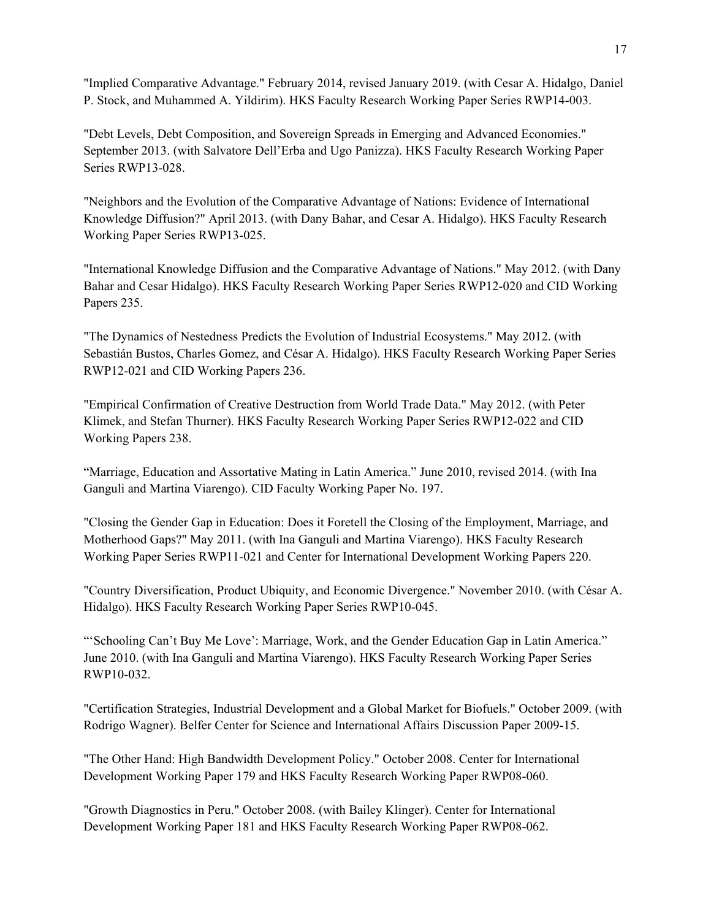"Implied Comparative Advantage." February 2014, revised January 2019. (with Cesar A. Hidalgo, Daniel P. Stock, and Muhammed A. Yildirim). HKS Faculty Research Working Paper Series RWP14-003.

"Debt Levels, Debt Composition, and Sovereign Spreads in Emerging and Advanced Economies." September 2013. (with Salvatore Dell'Erba and Ugo Panizza). HKS Faculty Research Working Paper Series RWP13-028.

"Neighbors and the Evolution of the Comparative Advantage of Nations: Evidence of International Knowledge Diffusion?" April 2013. (with Dany Bahar, and Cesar A. Hidalgo). HKS Faculty Research Working Paper Series RWP13-025.

"International Knowledge Diffusion and the Comparative Advantage of Nations." May 2012. (with Dany Bahar and Cesar Hidalgo). HKS Faculty Research Working Paper Series RWP12-020 and CID Working Papers 235.

"The Dynamics of Nestedness Predicts the Evolution of Industrial Ecosystems." May 2012. (with Sebastián Bustos, Charles Gomez, and César A. Hidalgo). HKS Faculty Research Working Paper Series RWP12-021 and CID Working Papers 236.

"Empirical Confirmation of Creative Destruction from World Trade Data." May 2012. (with Peter Klimek, and Stefan Thurner). HKS Faculty Research Working Paper Series RWP12-022 and CID Working Papers 238.

"Marriage, Education and Assortative Mating in Latin America." June 2010, revised 2014. (with Ina Ganguli and Martina Viarengo). CID Faculty Working Paper No. 197.

"Closing the Gender Gap in Education: Does it Foretell the Closing of the Employment, Marriage, and Motherhood Gaps?" May 2011. (with Ina Ganguli and Martina Viarengo). HKS Faculty Research Working Paper Series RWP11-021 and Center for International Development Working Papers 220.

"Country Diversification, Product Ubiquity, and Economic Divergence." November 2010. (with César A. Hidalgo). HKS Faculty Research Working Paper Series RWP10-045.

"'Schooling Can't Buy Me Love': Marriage, Work, and the Gender Education Gap in Latin America." June 2010. (with Ina Ganguli and Martina Viarengo). HKS Faculty Research Working Paper Series RWP10-032.

"Certification Strategies, Industrial Development and a Global Market for Biofuels." October 2009. (with Rodrigo Wagner). Belfer Center for Science and International Affairs Discussion Paper 2009-15.

"The Other Hand: High Bandwidth Development Policy." October 2008. Center for International Development Working Paper 179 and HKS Faculty Research Working Paper RWP08-060.

"Growth Diagnostics in Peru." October 2008. (with Bailey Klinger). Center for International Development Working Paper 181 and HKS Faculty Research Working Paper RWP08-062.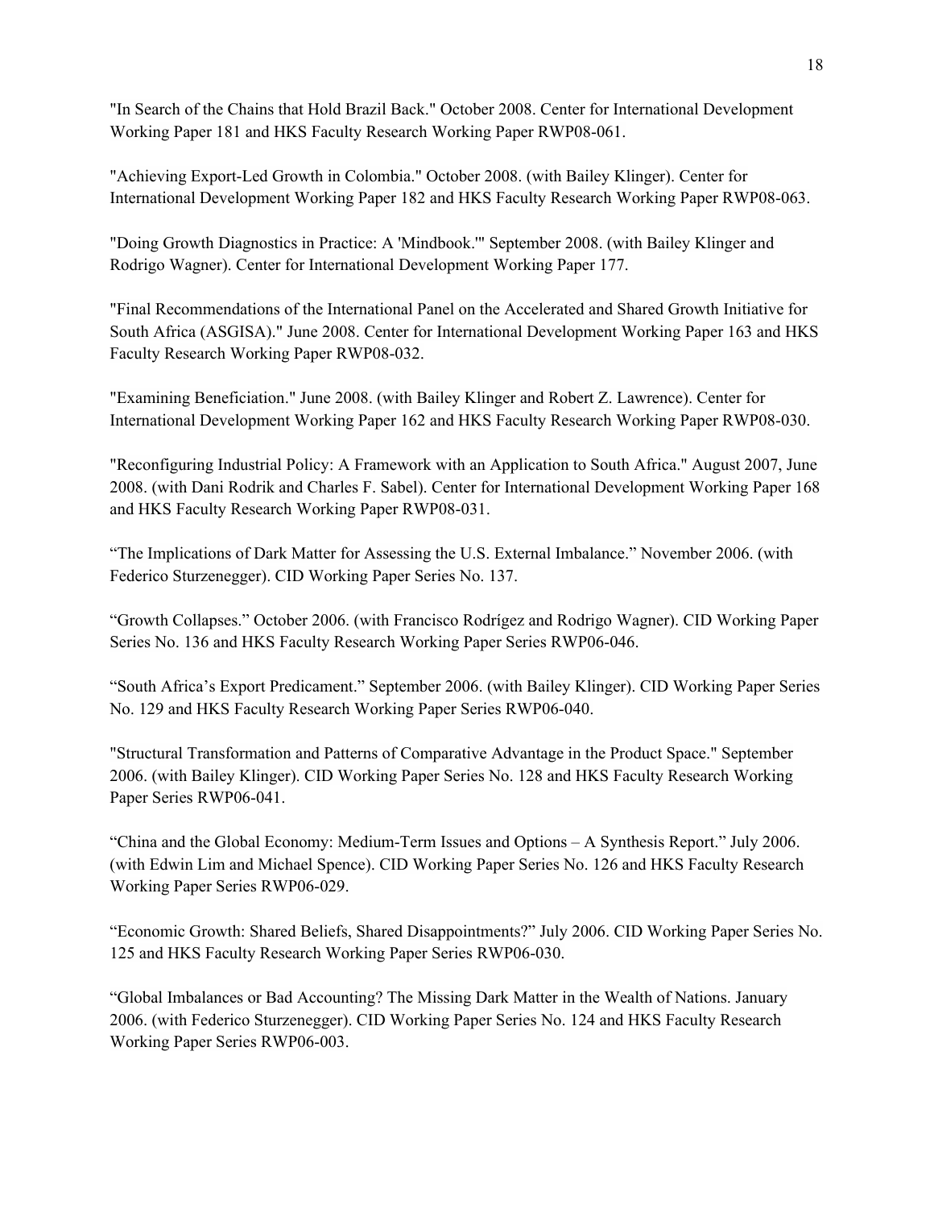"In Search of the Chains that Hold Brazil Back." October 2008. Center for International Development Working Paper 181 and HKS Faculty Research Working Paper RWP08-061.

"Achieving Export-Led Growth in Colombia." October 2008. (with Bailey Klinger). Center for International Development Working Paper 182 and HKS Faculty Research Working Paper RWP08-063.

"Doing Growth Diagnostics in Practice: A 'Mindbook.'" September 2008. (with Bailey Klinger and Rodrigo Wagner). Center for International Development Working Paper 177.

"Final Recommendations of the International Panel on the Accelerated and Shared Growth Initiative for South Africa (ASGISA)." June 2008. Center for International Development Working Paper 163 and HKS Faculty Research Working Paper RWP08-032.

"Examining Beneficiation." June 2008. (with Bailey Klinger and Robert Z. Lawrence). Center for International Development Working Paper 162 and HKS Faculty Research Working Paper RWP08-030.

"Reconfiguring Industrial Policy: A Framework with an Application to South Africa." August 2007, June 2008. (with Dani Rodrik and Charles F. Sabel). Center for International Development Working Paper 168 and HKS Faculty Research Working Paper RWP08-031.

"The Implications of Dark Matter for Assessing the U.S. External Imbalance." November 2006. (with Federico Sturzenegger). CID Working Paper Series No. 137.

"Growth Collapses." October 2006. (with Francisco Rodríguez and Rodrigo Wagner). CID Working Paper Series No. 136 and HKS Faculty Research Working Paper Series RWP06-046.

"South Africa's Export Predicament." September 2006. (with Bailey Klinger). CID Working Paper Series No. 129 and HKS Faculty Research Working Paper Series RWP06-040.

"Structural Transformation and Patterns of Comparative Advantage in the Product Space." September 2006. (with Bailey Klinger). CID Working Paper Series No. 128 and HKS Faculty Research Working Paper Series RWP06-041.

"China and the Global Economy: Medium-Term Issues and Options – A Synthesis Report." July 2006. (with Edwin Lim and Michael Spence). CID Working Paper Series No. 126 and HKS Faculty Research Working Paper Series RWP06-029.

"Economic Growth: Shared Beliefs, Shared Disappointments?" July 2006. CID Working Paper Series No. 125 and HKS Faculty Research Working Paper Series RWP06-030.

"Global Imbalances or Bad Accounting? The Missing Dark Matter in the Wealth of Nations. January 2006. (with Federico Sturzenegger). CID Working Paper Series No. 124 and HKS Faculty Research Working Paper Series RWP06-003.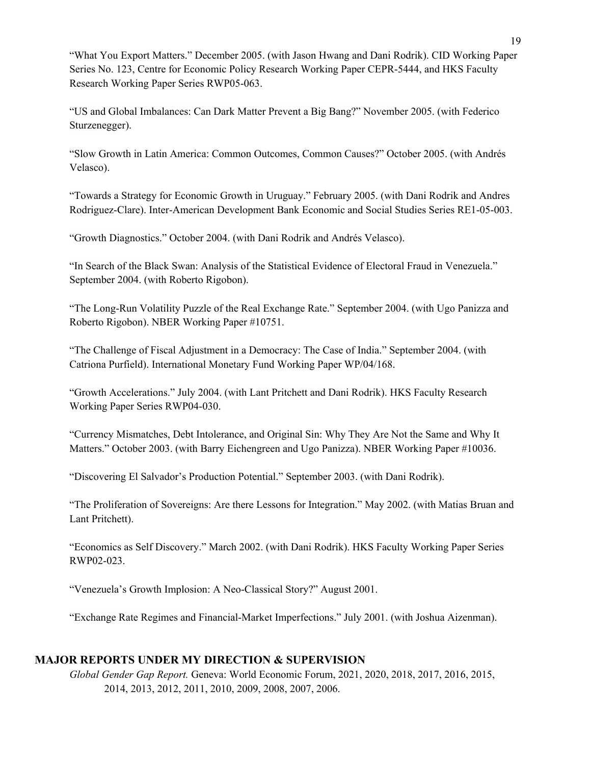"What You Export Matters." December 2005. (with Jason Hwang and Dani Rodrik). CID Working Paper Series No. 123, Centre for Economic Policy Research Working Paper CEPR-5444, and HKS Faculty Research Working Paper Series RWP05-063.

"US and Global Imbalances: Can Dark Matter Prevent a Big Bang?" November 2005. (with Federico Sturzenegger).

"Slow Growth in Latin America: Common Outcomes, Common Causes?" October 2005. (with Andrés Velasco).

"Towards a Strategy for Economic Growth in Uruguay." February 2005. (with Dani Rodrik and Andres Rodriguez-Clare). Inter-American Development Bank Economic and Social Studies Series RE1-05-003.

"Growth Diagnostics." October 2004. (with Dani Rodrik and Andrés Velasco).

"In Search of the Black Swan: Analysis of the Statistical Evidence of Electoral Fraud in Venezuela." September 2004. (with Roberto Rigobon).

"The Long-Run Volatility Puzzle of the Real Exchange Rate." September 2004. (with Ugo Panizza and Roberto Rigobon). NBER Working Paper #10751.

"The Challenge of Fiscal Adjustment in a Democracy: The Case of India." September 2004. (with Catriona Purfield). International Monetary Fund Working Paper WP/04/168.

"Growth Accelerations." July 2004. (with Lant Pritchett and Dani Rodrik). HKS Faculty Research Working Paper Series RWP04-030.

"Currency Mismatches, Debt Intolerance, and Original Sin: Why They Are Not the Same and Why It Matters." October 2003. (with Barry Eichengreen and Ugo Panizza). NBER Working Paper #10036.

"Discovering El Salvador's Production Potential." September 2003. (with Dani Rodrik).

"The Proliferation of Sovereigns: Are there Lessons for Integration." May 2002. (with Matias Bruan and Lant Pritchett).

"Economics as Self Discovery." March 2002. (with Dani Rodrik). HKS Faculty Working Paper Series RWP02-023.

"Venezuela's Growth Implosion: A Neo-Classical Story?" August 2001.

"Exchange Rate Regimes and Financial-Market Imperfections." July 2001. (with Joshua Aizenman).

## MAJOR REPORTS UNDER MY DIRECTION & SUPERVISION

*Global Gender Gap Report.* Geneva: World Economic Forum, 2021, 2020, 2018, 2017, 2016, 2015, 2014, 2013, 2012, 2011, 2010, 2009, 2008, 2007, 2006.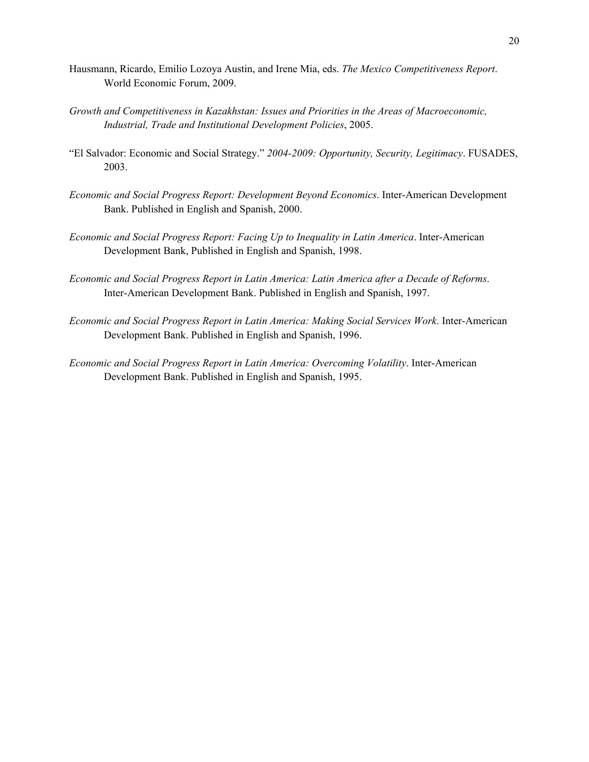Hausmann, Ricardo, Emilio Lozoya Austin, and Irene Mia, eds. *The Mexico Competitiveness Report*. World Economic Forum, 2009.

*Growth and Competitiveness in Kazakhstan: Issues and Priorities in the Areas of Macroeconomic, Industrial, Trade and Institutional Development Policies*, 2005.

"El Salvador: Economic and Social Strategy." *2004-2009: Opportunity, Security, Legitimacy*. FUSADES, 2003.

*Economic and Social Progress Report: Development Beyond Economics*. Inter-American Development Bank. Published in English and Spanish, 2000.

*Economic and Social Progress Report: Facing Up to Inequality in Latin America*. Inter-American Development Bank, Published in English and Spanish, 1998.

*Economic and Social Progress Report in Latin America: Latin America after a Decade of Reforms*. Inter-American Development Bank. Published in English and Spanish, 1997.

*Economic and Social Progress Report in Latin America: Making Social Services Work*. Inter-American Development Bank. Published in English and Spanish, 1996.

*Economic and Social Progress Report in Latin America: Overcoming Volatility*. Inter-American Development Bank. Published in English and Spanish, 1995.